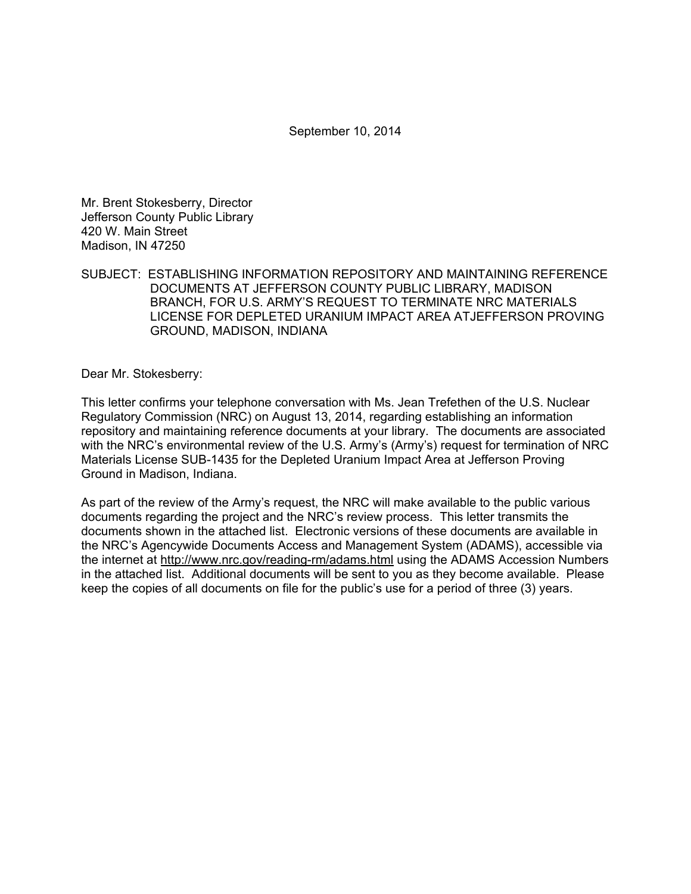September 10, 2014

Mr. Brent Stokesberry, Director
Jefferson County Public Library
420 W. Main Street
Madison, IN 47250

SUBJECT: ESTABLISHING INFORMATION REPOSITORY AND MAINTAINING REFERENCE DOCUMENTS AT JEFFERSON COUNTY PUBLIC LIBRARY, MADISON BRANCH, FOR U.S. ARMY'S REQUEST TO TERMINATE NRC MATERIALS LICENSE FOR DEPLETED URANIUM IMPACT AREA ATJEFFERSON PROVING GROUND, MADISON, INDIANA

Dear Mr. Stokesberry:

This letter confirms your telephone conversation with Ms. Jean Trefethen of the U.S. Nuclear Regulatory Commission (NRC) on August 13, 2014, regarding establishing an information repository and maintaining reference documents at your library. The documents are associated with the NRC's environmental review of the U.S. Army's (Army's) request for termination of NRC Materials License SUB-1435 for the Depleted Uranium Impact Area at Jefferson Proving Ground in Madison, Indiana.

As part of the review of the Army's request, the NRC will make available to the public various documents regarding the project and the NRC's review process. This letter transmits the documents shown in the attached list. Electronic versions of these documents are available in the NRC's Agencywide Documents Access and Management System (ADAMS), accessible via the internet at http://www.nrc.gov/reading-rm/adams.html using the ADAMS Accession Numbers in the attached list. Additional documents will be sent to you as they become available. Please keep the copies of all documents on file for the public's use for a period of three (3) years.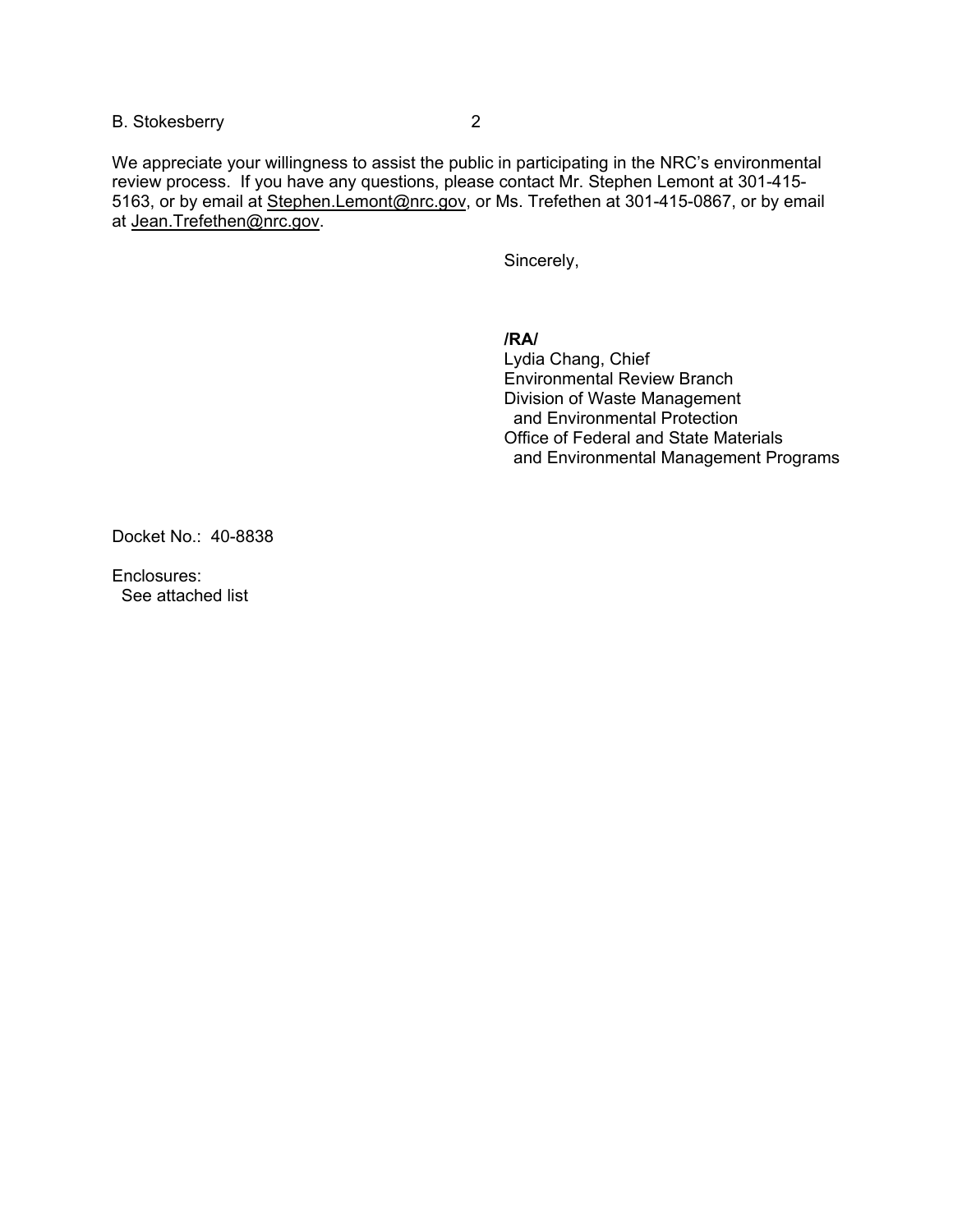We appreciate your willingness to assist the public in participating in the NRC's environmental review process. If you have any questions, please contact Mr. Stephen Lemont at 301-415-5163, or by email at Stephen.Lemont@nrc.gov, or Ms. Trefethen at 301-415-0867, or by email at Jean.Trefethen@nrc.gov.

Sincerely,

**/RA/**
Lydia Chang, Chief
Environmental Review Branch
Division of Waste Management
and Environmental Protection
Office of Federal and State Materials
and Environmental Management Programs

Docket No.: 40-8838

Enclosures:
See attached list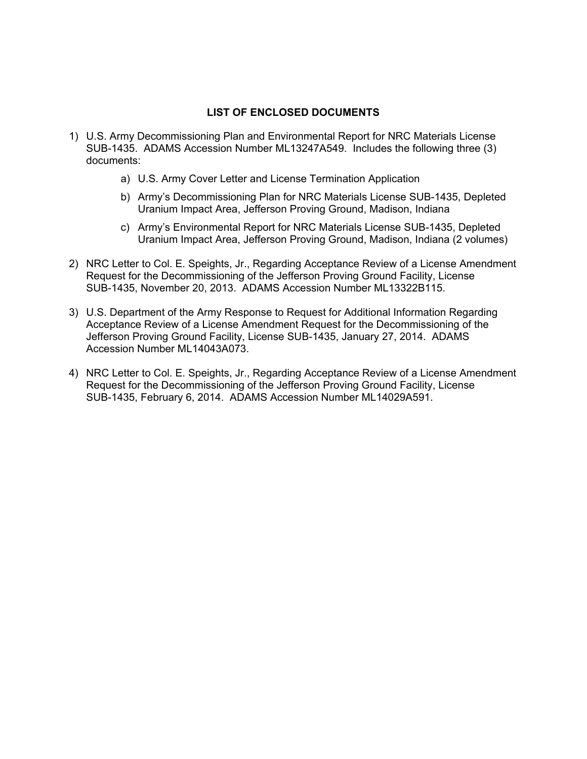**LIST OF ENCLOSED DOCUMENTS**

1) U.S. Army Decommissioning Plan and Environmental Report for NRC Materials License SUB-1435. ADAMS Accession Number ML13247A549. Includes the following three (3) documents:

    a) U.S. Army Cover Letter and License Termination Application

    b) Army's Decommissioning Plan for NRC Materials License SUB-1435, Depleted Uranium Impact Area, Jefferson Proving Ground, Madison, Indiana

    c) Army's Environmental Report for NRC Materials License SUB-1435, Depleted Uranium Impact Area, Jefferson Proving Ground, Madison, Indiana (2 volumes)

2) NRC Letter to Col. E. Speights, Jr., Regarding Acceptance Review of a License Amendment Request for the Decommissioning of the Jefferson Proving Ground Facility, License SUB-1435, November 20, 2013. ADAMS Accession Number ML13322B115.

3) U.S. Department of the Army Response to Request for Additional Information Regarding Acceptance Review of a License Amendment Request for the Decommissioning of the Jefferson Proving Ground Facility, License SUB-1435, January 27, 2014. ADAMS Accession Number ML14043A073.

4) NRC Letter to Col. E. Speights, Jr., Regarding Acceptance Review of a License Amendment Request for the Decommissioning of the Jefferson Proving Ground Facility, License SUB-1435, February 6, 2014. ADAMS Accession Number ML14029A591.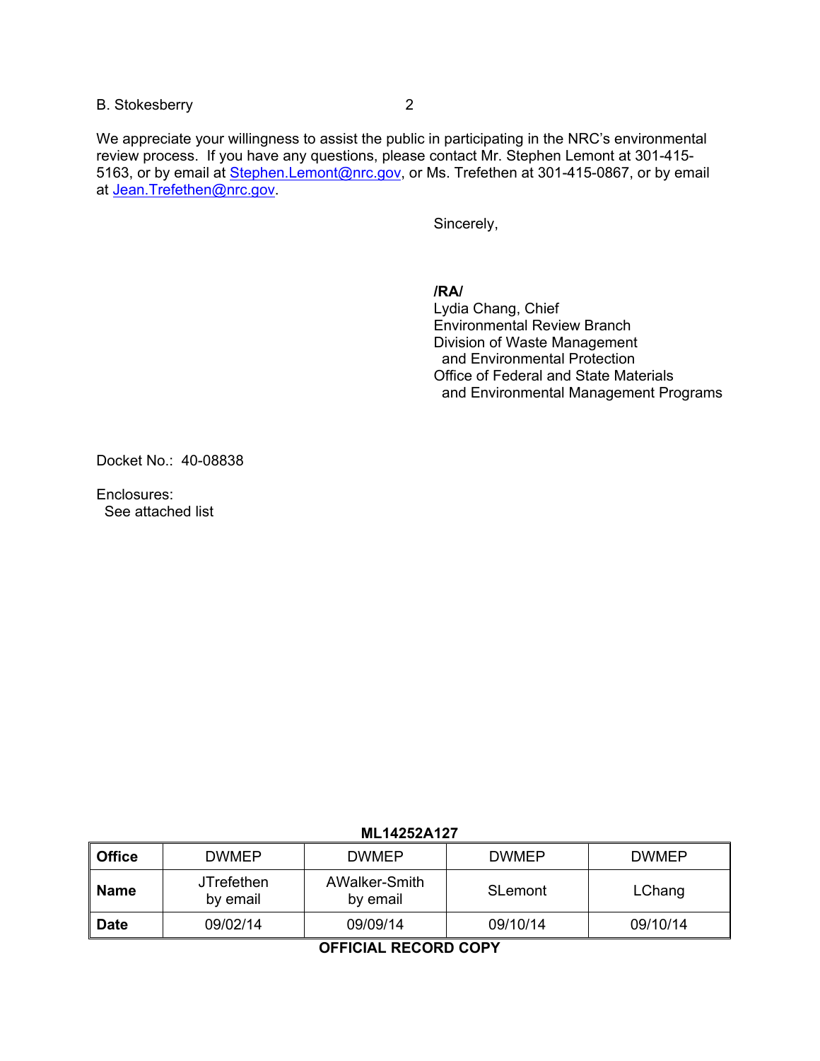We appreciate your willingness to assist the public in participating in the NRC's environmental review process. If you have any questions, please contact Mr. Stephen Lemont at 301-415-5163, or by email at Stephen.Lemont@nrc.gov, or Ms. Trefethen at 301-415-0867, or by email at Jean.Trefethen@nrc.gov.

Sincerely,

**/RA/**
Lydia Chang, Chief
Environmental Review Branch
Division of Waste Management
and Environmental Protection
Office of Federal and State Materials
and Environmental Management Programs

Docket No.: 40-08838

Enclosures:
See attached list

**ML14252A127**

| **Office** | DWMEP | DWMEP | DWMEP | DWMEP |
|---|---|---|---|---|
| **Name** | JTrefethen by email | AWalker-Smith by email | SLemont | LChang |
| **Date** | 09/02/14 | 09/09/14 | 09/10/14 | 09/10/14 |

**OFFICIAL RECORD COPY**